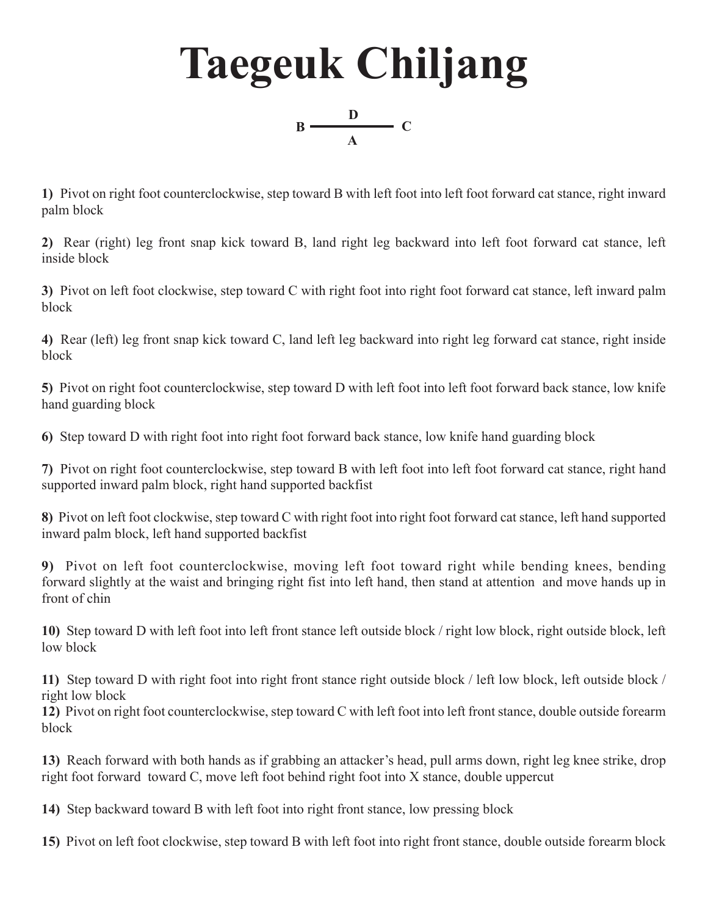# Taegeuk Chiljang

```
        D
B ------------ C
        A
```

**1)** Pivot on right foot counterclockwise, step toward B with left foot into left foot forward cat stance, right inward palm block

**2)** Rear (right) leg front snap kick toward B, land right leg backward into left foot forward cat stance, left inside block

**3)** Pivot on left foot clockwise, step toward C with right foot into right foot forward cat stance, left inward palm block

**4)** Rear (left) leg front snap kick toward C, land left leg backward into right leg forward cat stance, right inside block

**5)** Pivot on right foot counterclockwise, step toward D with left foot into left foot forward back stance, low knife hand guarding block

**6)** Step toward D with right foot into right foot forward back stance, low knife hand guarding block

**7)** Pivot on right foot counterclockwise, step toward B with left foot into left foot forward cat stance, right hand supported inward palm block, right hand supported backfist

**8)** Pivot on left foot clockwise, step toward C with right foot into right foot forward cat stance, left hand supported inward palm block, left hand supported backfist

**9)** Pivot on left foot counterclockwise, moving left foot toward right while bending knees, bending forward slightly at the waist and bringing right fist into left hand, then stand at attention and move hands up in front of chin

**10)** Step toward D with left foot into left front stance left outside block / right low block, right outside block, left low block

**11)** Step toward D with right foot into right front stance right outside block / left low block, left outside block / right low block

**12)** Pivot on right foot counterclockwise, step toward C with left foot into left front stance, double outside forearm block

**13)** Reach forward with both hands as if grabbing an attacker's head, pull arms down, right leg knee strike, drop right foot forward toward C, move left foot behind right foot into X stance, double uppercut

**14)** Step backward toward B with left foot into right front stance, low pressing block

**15)** Pivot on left foot clockwise, step toward B with left foot into right front stance, double outside forearm block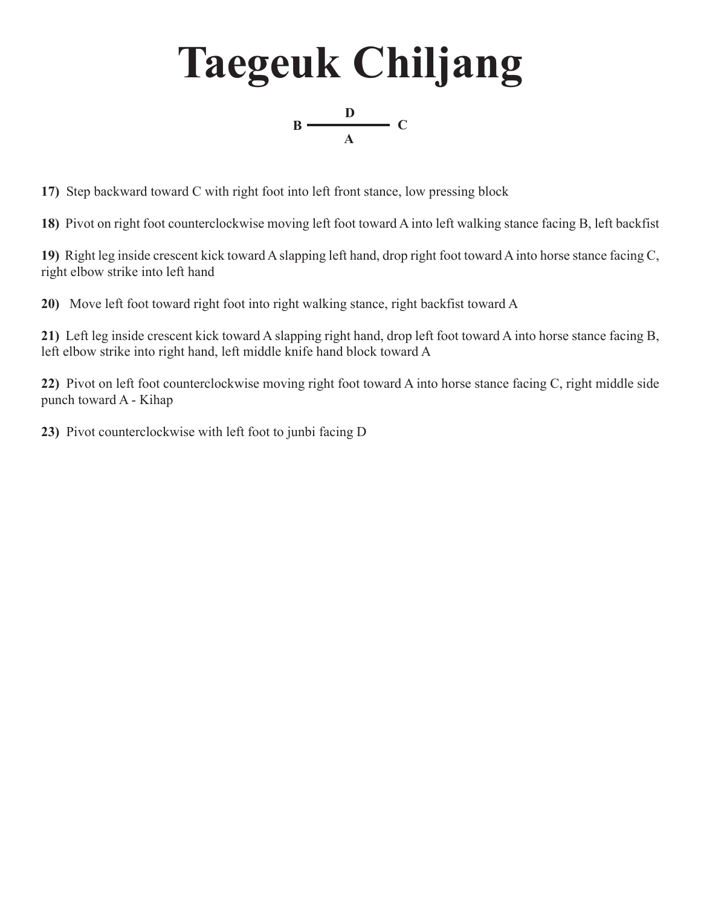# Taegeuk Chiljang

D
B ——— C
A

**17)** Step backward toward C with right foot into left front stance, low pressing block

**18)** Pivot on right foot counterclockwise moving left foot toward A into left walking stance facing B, left backfist

**19)** Right leg inside crescent kick toward A slapping left hand, drop right foot toward A into horse stance facing C, right elbow strike into left hand

**20)** Move left foot toward right foot into right walking stance, right backfist toward A

**21)** Left leg inside crescent kick toward A slapping right hand, drop left foot toward A into horse stance facing B, left elbow strike into right hand, left middle knife hand block toward A

**22)** Pivot on left foot counterclockwise moving right foot toward A into horse stance facing C, right middle side punch toward A - Kihap

**23)** Pivot counterclockwise with left foot to junbi facing D